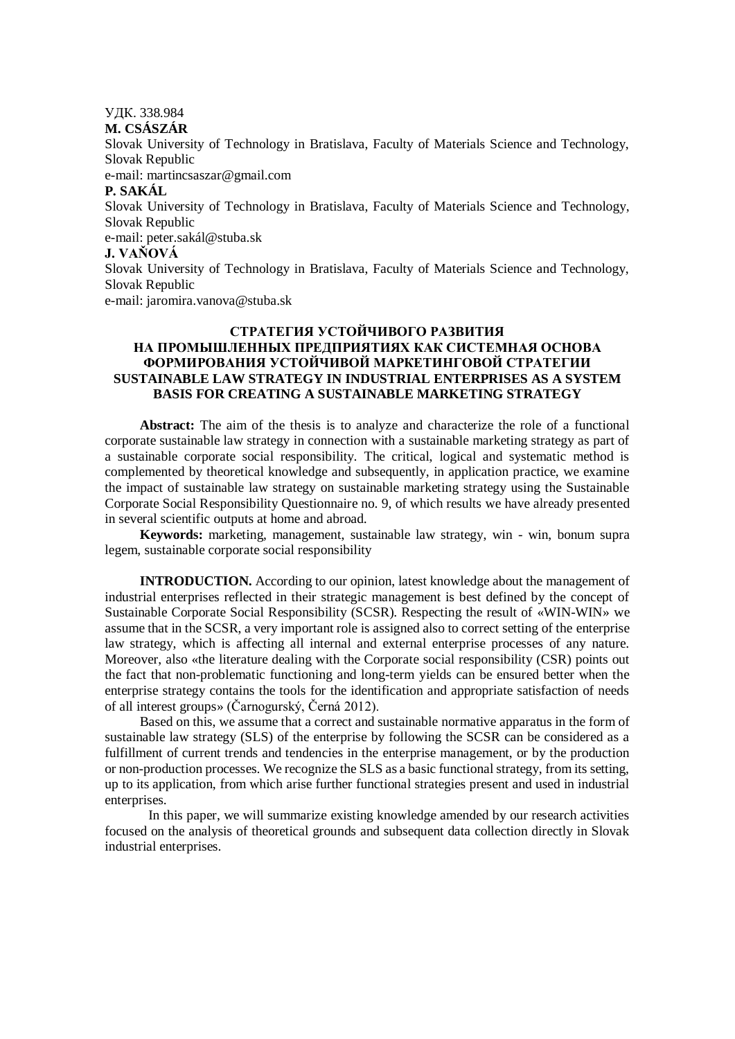УДК. 338.984

**M. CSÁSZÁR**

Slovak University of Technology in Bratislava, Faculty of Materials Science and Technology, Slovak Republic

e-mail: martincsaszar@gmail.com

**P. SAKÁL**

Slovak University of Technology in Bratislava, Faculty of Materials Science and Technology, Slovak Republic

e-mail: peter.sakál@stuba.sk

**J. VAŇOVÁ**

Slovak University of Technology in Bratislava, Faculty of Materials Science and Technology, Slovak Republic

e-mail: jaromira.vanova@stuba.sk

# СТРАТЕГИЯ УСТОЙЧИВОГО РАЗВИТИЯ НА ПРОМЫШЛЕННЫХ ПРЕДПРИЯТИЯХ КАК СИСТЕМНАЯ ОСНОВА ФОРМИРОВАНИЯ УСТОЙЧИВОЙ МАРКЕТИНГОВОЙ СТРАТЕГИИ

# SUSTAINABLE LAW STRATEGY IN INDUSTRIAL ENTERPRISES AS A SYSTEM BASIS FOR CREATING A SUSTAINABLE MARKETING STRATEGY

**Abstract:** The aim of the thesis is to analyze and characterize the role of a functional corporate sustainable law strategy in connection with a sustainable marketing strategy as part of a sustainable corporate social responsibility. The critical, logical and systematic method is complemented by theoretical knowledge and subsequently, in application practice, we examine the impact of sustainable law strategy on sustainable marketing strategy using the Sustainable Corporate Social Responsibility Questionnaire no. 9, of which results we have already presented in several scientific outputs at home and abroad.

**Keywords:** marketing, management, sustainable law strategy, win - win, bonum supra legem, sustainable corporate social responsibility

**INTRODUCTION.** According to our opinion, latest knowledge about the management of industrial enterprises reflected in their strategic management is best defined by the concept of Sustainable Corporate Social Responsibility (SCSR). Respecting the result of «WIN-WIN» we assume that in the SCSR, a very important role is assigned also to correct setting of the enterprise law strategy, which is affecting all internal and external enterprise processes of any nature. Moreover, also «the literature dealing with the Corporate social responsibility (CSR) points out the fact that non-problematic functioning and long-term yields can be ensured better when the enterprise strategy contains the tools for the identification and appropriate satisfaction of needs of all interest groups» (Čarnogurský, Černá 2012).

Based on this, we assume that a correct and sustainable normative apparatus in the form of sustainable law strategy (SLS) of the enterprise by following the SCSR can be considered as a fulfillment of current trends and tendencies in the enterprise management, or by the production or non-production processes. We recognize the SLS as a basic functional strategy, from its setting, up to its application, from which arise further functional strategies present and used in industrial enterprises.

In this paper, we will summarize existing knowledge amended by our research activities focused on the analysis of theoretical grounds and subsequent data collection directly in Slovak industrial enterprises.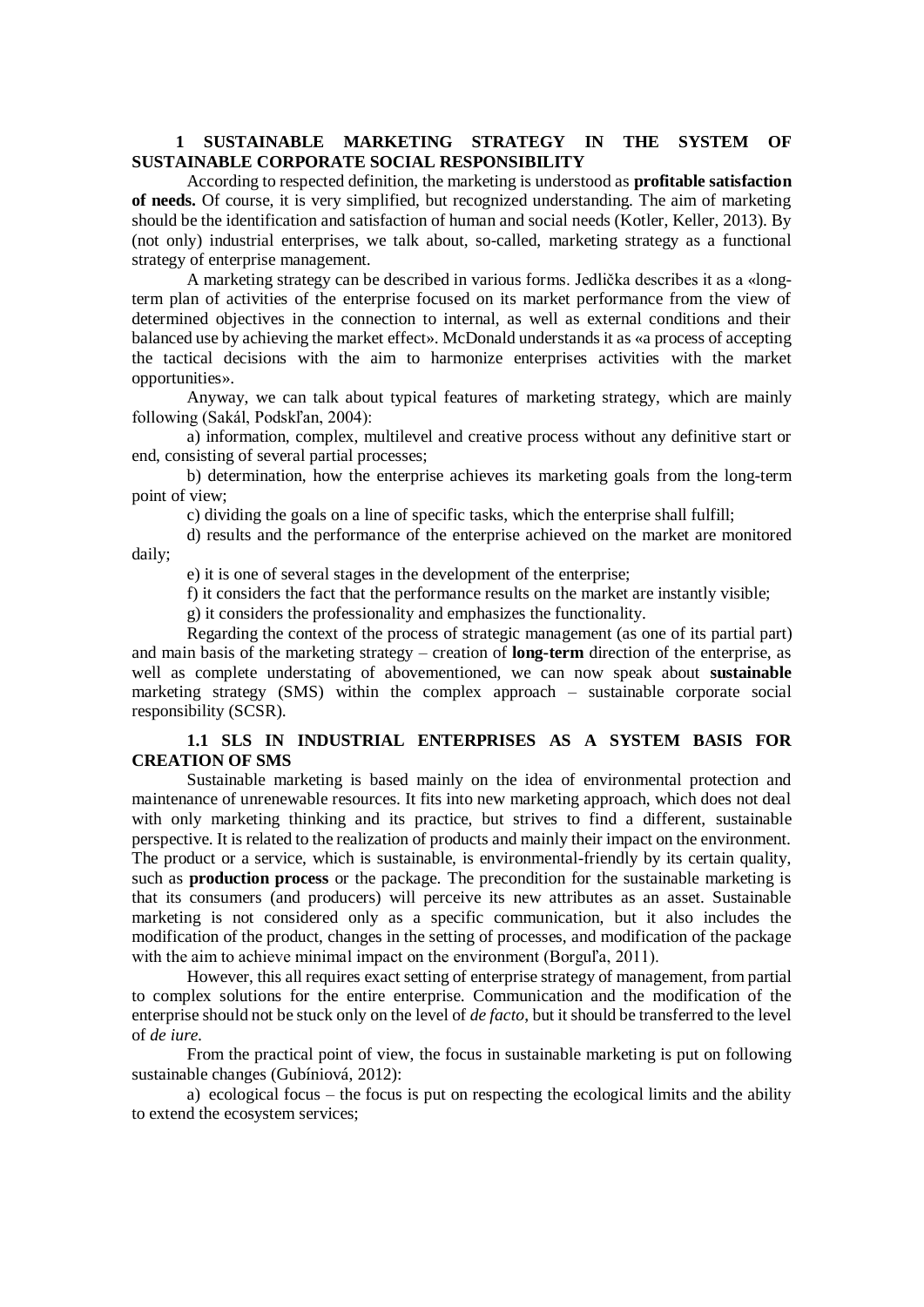## 1 SUSTAINABLE MARKETING STRATEGY IN THE SYSTEM OF SUSTAINABLE CORPORATE SOCIAL RESPONSIBILITY

According to respected definition, the marketing is understood as **profitable satisfaction of needs.** Of course, it is very simplified, but recognized understanding. The aim of marketing should be the identification and satisfaction of human and social needs (Kotler, Keller, 2013). By (not only) industrial enterprises, we talk about, so-called, marketing strategy as a functional strategy of enterprise management.

A marketing strategy can be described in various forms. Jedlička describes it as a «long-term plan of activities of the enterprise focused on its market performance from the view of determined objectives in the connection to internal, as well as external conditions and their balanced use by achieving the market effect». McDonald understands it as «a process of accepting the tactical decisions with the aim to harmonize enterprises activities with the market opportunities».

Anyway, we can talk about typical features of marketing strategy, which are mainly following (Sakál, Podskľan, 2004):

a) information, complex, multilevel and creative process without any definitive start or end, consisting of several partial processes;

b) determination, how the enterprise achieves its marketing goals from the long-term point of view;

c) dividing the goals on a line of specific tasks, which the enterprise shall fulfill;

d) results and the performance of the enterprise achieved on the market are monitored daily;

e) it is one of several stages in the development of the enterprise;

f) it considers the fact that the performance results on the market are instantly visible;

g) it considers the professionality and emphasizes the functionality.

Regarding the context of the process of strategic management (as one of its partial part) and main basis of the marketing strategy – creation of **long-term** direction of the enterprise, as well as complete understating of abovementioned, we can now speak about **sustainable** marketing strategy (SMS) within the complex approach – sustainable corporate social responsibility (SCSR).

### 1.1 SLS IN INDUSTRIAL ENTERPRISES AS A SYSTEM BASIS FOR CREATION OF SMS

Sustainable marketing is based mainly on the idea of environmental protection and maintenance of unrenewable resources. It fits into new marketing approach, which does not deal with only marketing thinking and its practice, but strives to find a different, sustainable perspective. It is related to the realization of products and mainly their impact on the environment. The product or a service, which is sustainable, is environmental-friendly by its certain quality, such as **production process** or the package. The precondition for the sustainable marketing is that its consumers (and producers) will perceive its new attributes as an asset. Sustainable marketing is not considered only as a specific communication, but it also includes the modification of the product, changes in the setting of processes, and modification of the package with the aim to achieve minimal impact on the environment (Borguľa, 2011).

However, this all requires exact setting of enterprise strategy of management, from partial to complex solutions for the entire enterprise. Communication and the modification of the enterprise should not be stuck only on the level of *de facto*, but it should be transferred to the level of *de iure*.

From the practical point of view, the focus in sustainable marketing is put on following sustainable changes (Gubíniová, 2012):

a) ecological focus – the focus is put on respecting the ecological limits and the ability to extend the ecosystem services;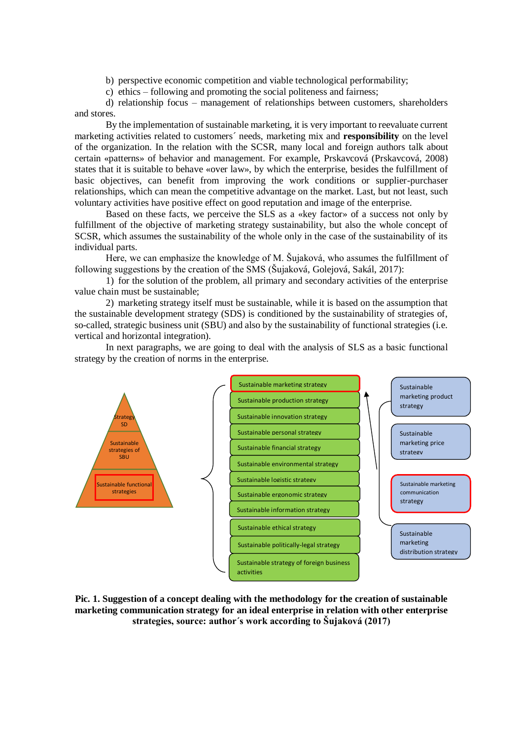b) perspective economic competition and viable technological performability;

c) ethics – following and promoting the social politeness and fairness;

d) relationship focus – management of relationships between customers, shareholders and stores.

By the implementation of sustainable marketing, it is very important to reevaluate current marketing activities related to customers´ needs, marketing mix and **responsibility** on the level of the organization. In the relation with the SCSR, many local and foreign authors talk about certain «patterns» of behavior and management. For example, Prskavcová (Prskavcová, 2008) states that it is suitable to behave «over law», by which the enterprise, besides the fulfillment of basic objectives, can benefit from improving the work conditions or supplier-purchaser relationships, which can mean the competitive advantage on the market. Last, but not least, such voluntary activities have positive effect on good reputation and image of the enterprise.

Based on these facts, we perceive the SLS as a «key factor» of a success not only by fulfillment of the objective of marketing strategy sustainability, but also the whole concept of SCSR, which assumes the sustainability of the whole only in the case of the sustainability of its individual parts.

Here, we can emphasize the knowledge of M. Šujaková, who assumes the fulfillment of following suggestions by the creation of the SMS (Šujaková, Golejová, Sakál, 2017):

1) for the solution of the problem, all primary and secondary activities of the enterprise value chain must be sustainable;

2) marketing strategy itself must be sustainable, while it is based on the assumption that the sustainable development strategy (SDS) is conditioned by the sustainability of strategies of, so-called, strategic business unit (SBU) and also by the sustainability of functional strategies (i.e. vertical and horizontal integration).

In next paragraphs, we are going to deal with the analysis of SLS as a basic functional strategy by the creation of norms in the enterprise.

Strategy SD

Sustainable strategies of SBU

Sustainable functional strategies

Sustainable marketing strategy
Sustainable production strategy
Sustainable innovation strategy
Sustainable personal strategy
Sustainable financial strategy
Sustainable environmental strategy
Sustainable logistic strategy
Sustainable ergonomic strategy
Sustainable information strategy
Sustainable ethical strategy
Sustainable politically-legal strategy
Sustainable strategy of foreign business activities

Sustainable marketing product strategy

Sustainable marketing price strategy

Sustainable marketing communication strategy

Sustainable marketing distribution strategy

**Pic. 1. Suggestion of a concept dealing with the methodology for the creation of sustainable marketing communication strategy for an ideal enterprise in relation with other enterprise strategies, source: author´s work according to Šujaková (2017)**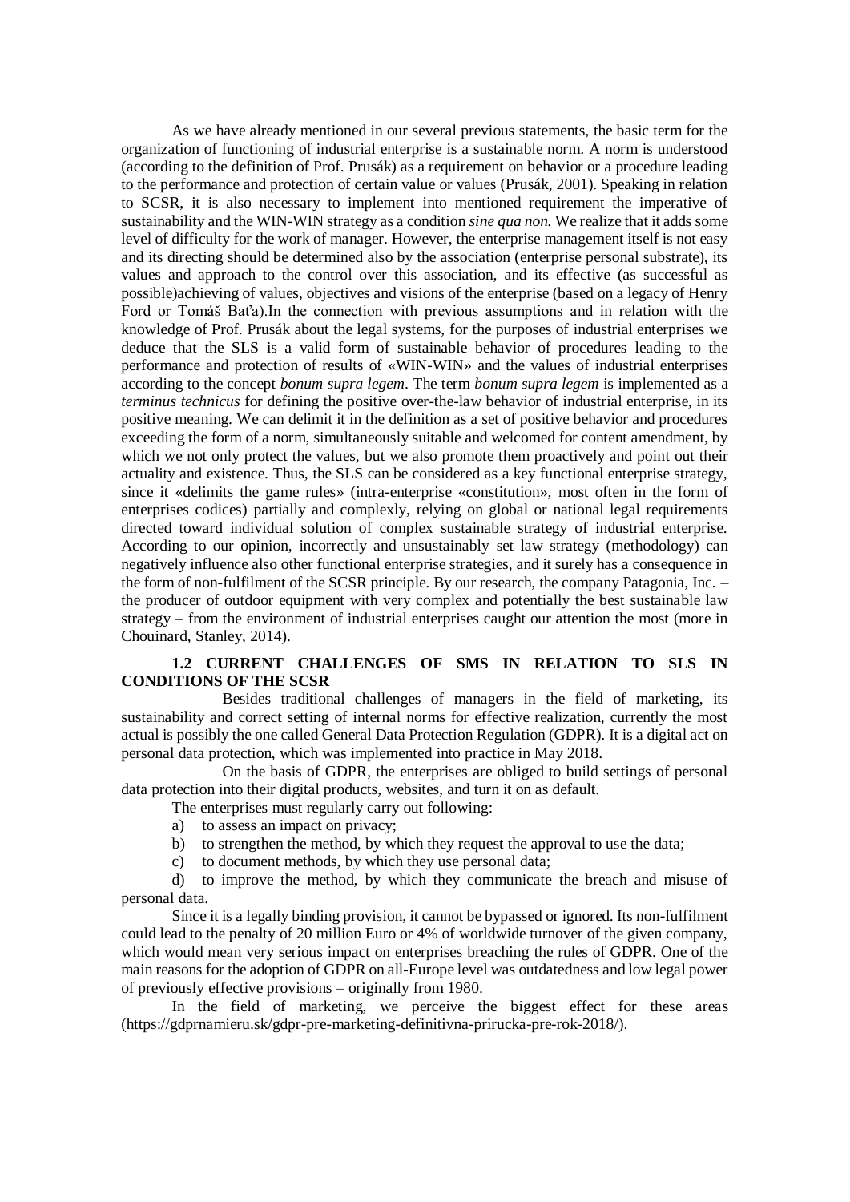As we have already mentioned in our several previous statements, the basic term for the organization of functioning of industrial enterprise is a sustainable norm. A norm is understood (according to the definition of Prof. Prusák) as a requirement on behavior or a procedure leading to the performance and protection of certain value or values (Prusák, 2001). Speaking in relation to SCSR, it is also necessary to implement into mentioned requirement the imperative of sustainability and the WIN-WIN strategy as a condition *sine qua non.* We realize that it adds some level of difficulty for the work of manager. However, the enterprise management itself is not easy and its directing should be determined also by the association (enterprise personal substrate), its values and approach to the control over this association, and its effective (as successful as possible)achieving of values, objectives and visions of the enterprise (based on a legacy of Henry Ford or Tomáš Baťa).In the connection with previous assumptions and in relation with the knowledge of Prof. Prusák about the legal systems, for the purposes of industrial enterprises we deduce that the SLS is a valid form of sustainable behavior of procedures leading to the performance and protection of results of «WIN-WIN» and the values of industrial enterprises according to the concept *bonum supra legem*. The term *bonum supra legem* is implemented as a *terminus technicus* for defining the positive over-the-law behavior of industrial enterprise, in its positive meaning. We can delimit it in the definition as a set of positive behavior and procedures exceeding the form of a norm, simultaneously suitable and welcomed for content amendment, by which we not only protect the values, but we also promote them proactively and point out their actuality and existence. Thus, the SLS can be considered as a key functional enterprise strategy, since it «delimits the game rules» (intra-enterprise «constitution», most often in the form of enterprises codices) partially and complexly, relying on global or national legal requirements directed toward individual solution of complex sustainable strategy of industrial enterprise. According to our opinion, incorrectly and unsustainably set law strategy (methodology) can negatively influence also other functional enterprise strategies, and it surely has a consequence in the form of non-fulfilment of the SCSR principle. By our research, the company Patagonia, Inc. – the producer of outdoor equipment with very complex and potentially the best sustainable law strategy – from the environment of industrial enterprises caught our attention the most (more in Chouinard, Stanley, 2014).

### 1.2 CURRENT CHALLENGES OF SMS IN RELATION TO SLS IN CONDITIONS OF THE SCSR

Besides traditional challenges of managers in the field of marketing, its sustainability and correct setting of internal norms for effective realization, currently the most actual is possibly the one called General Data Protection Regulation (GDPR). It is a digital act on personal data protection, which was implemented into practice in May 2018.

On the basis of GDPR, the enterprises are obliged to build settings of personal data protection into their digital products, websites, and turn it on as default.

The enterprises must regularly carry out following:

a) to assess an impact on privacy;

b) to strengthen the method, by which they request the approval to use the data;

c) to document methods, by which they use personal data;

d) to improve the method, by which they communicate the breach and misuse of personal data.

Since it is a legally binding provision, it cannot be bypassed or ignored. Its non-fulfilment could lead to the penalty of 20 million Euro or 4% of worldwide turnover of the given company, which would mean very serious impact on enterprises breaching the rules of GDPR. One of the main reasons for the adoption of GDPR on all-Europe level was outdatedness and low legal power of previously effective provisions – originally from 1980.

In the field of marketing, we perceive the biggest effect for these areas (https://gdprnamieru.sk/gdpr-pre-marketing-definitivna-prirucka-pre-rok-2018/).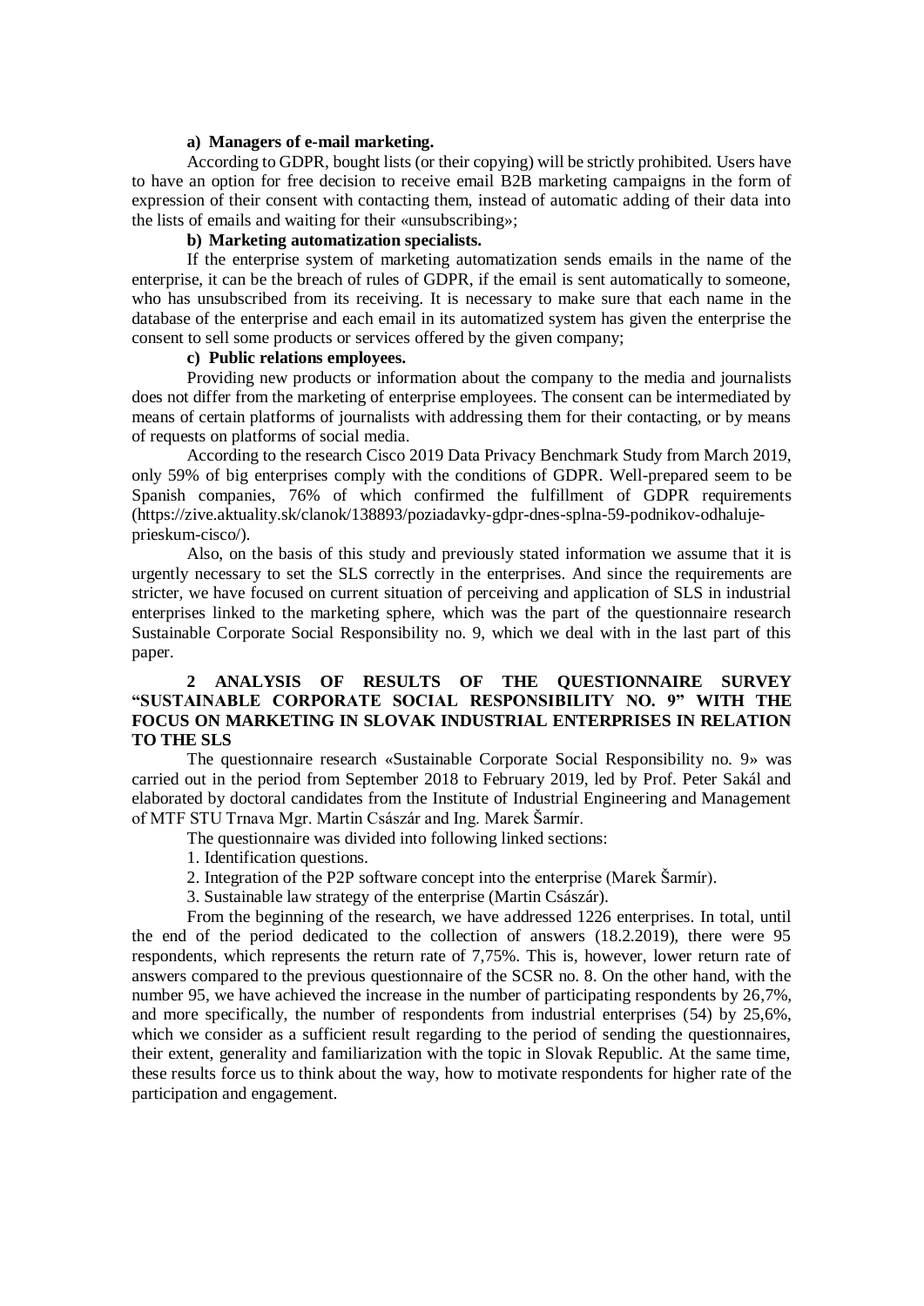**a) Managers of e-mail marketing.**

According to GDPR, bought lists (or their copying) will be strictly prohibited. Users have to have an option for free decision to receive email B2B marketing campaigns in the form of expression of their consent with contacting them, instead of automatic adding of their data into the lists of emails and waiting for their «unsubscribing»;

**b) Marketing automatization specialists.**

If the enterprise system of marketing automatization sends emails in the name of the enterprise, it can be the breach of rules of GDPR, if the email is sent automatically to someone, who has unsubscribed from its receiving. It is necessary to make sure that each name in the database of the enterprise and each email in its automatized system has given the enterprise the consent to sell some products or services offered by the given company;

**c) Public relations employees.**

Providing new products or information about the company to the media and journalists does not differ from the marketing of enterprise employees. The consent can be intermediated by means of certain platforms of journalists with addressing them for their contacting, or by means of requests on platforms of social media.

According to the research Cisco 2019 Data Privacy Benchmark Study from March 2019, only 59% of big enterprises comply with the conditions of GDPR. Well-prepared seem to be Spanish companies, 76% of which confirmed the fulfillment of GDPR requirements (https://zive.aktuality.sk/clanok/138893/poziadavky-gdpr-dnes-splna-59-podnikov-odhaluje-prieskum-cisco/).

Also, on the basis of this study and previously stated information we assume that it is urgently necessary to set the SLS correctly in the enterprises. And since the requirements are stricter, we have focused on current situation of perceiving and application of SLS in industrial enterprises linked to the marketing sphere, which was the part of the questionnaire research Sustainable Corporate Social Responsibility no. 9, which we deal with in the last part of this paper.

## 2 ANALYSIS OF RESULTS OF THE QUESTIONNAIRE SURVEY "SUSTAINABLE CORPORATE SOCIAL RESPONSIBILITY NO. 9" WITH THE FOCUS ON MARKETING IN SLOVAK INDUSTRIAL ENTERPRISES IN RELATION TO THE SLS

The questionnaire research «Sustainable Corporate Social Responsibility no. 9» was carried out in the period from September 2018 to February 2019, led by Prof. Peter Sakál and elaborated by doctoral candidates from the Institute of Industrial Engineering and Management of MTF STU Trnava Mgr. Martin Császár and Ing. Marek Šarmír.

The questionnaire was divided into following linked sections:

1. Identification questions.
2. Integration of the P2P software concept into the enterprise (Marek Šarmír).
3. Sustainable law strategy of the enterprise (Martin Császár).

From the beginning of the research, we have addressed 1226 enterprises. In total, until the end of the period dedicated to the collection of answers (18.2.2019), there were 95 respondents, which represents the return rate of 7,75%. This is, however, lower return rate of answers compared to the previous questionnaire of the SCSR no. 8. On the other hand, with the number 95, we have achieved the increase in the number of participating respondents by 26,7%, and more specifically, the number of respondents from industrial enterprises (54) by 25,6%, which we consider as a sufficient result regarding to the period of sending the questionnaires, their extent, generality and familiarization with the topic in Slovak Republic. At the same time, these results force us to think about the way, how to motivate respondents for higher rate of the participation and engagement.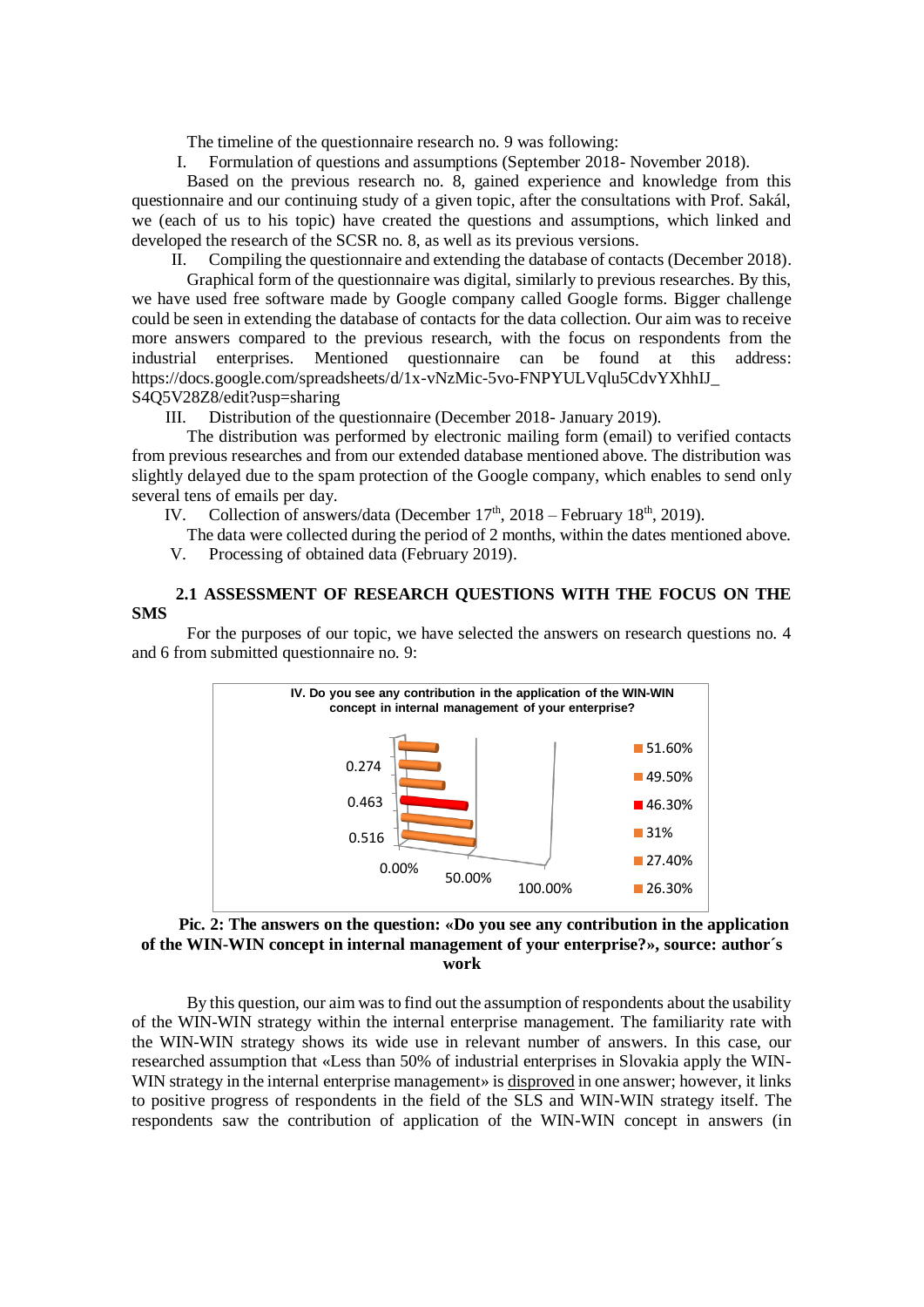The timeline of the questionnaire research no. 9 was following:

I. Formulation of questions and assumptions (September 2018- November 2018).

Based on the previous research no. 8, gained experience and knowledge from this questionnaire and our continuing study of a given topic, after the consultations with Prof. Sakál, we (each of us to his topic) have created the questions and assumptions, which linked and developed the research of the SCSR no. 8, as well as its previous versions.

II. Compiling the questionnaire and extending the database of contacts (December 2018).

Graphical form of the questionnaire was digital, similarly to previous researches. By this, we have used free software made by Google company called Google forms. Bigger challenge could be seen in extending the database of contacts for the data collection. Our aim was to receive more answers compared to the previous research, with the focus on respondents from the industrial enterprises. Mentioned questionnaire can be found at this address: https://docs.google.com/spreadsheets/d/1x-vNzMic-5vo-FNPYULVqlu5CdvYXhhIJ_S4Q5V28Z8/edit?usp=sharing

III. Distribution of the questionnaire (December 2018- January 2019).

The distribution was performed by electronic mailing form (email) to verified contacts from previous researches and from our extended database mentioned above. The distribution was slightly delayed due to the spam protection of the Google company, which enables to send only several tens of emails per day.

IV. Collection of answers/data (December 17th, 2018 – February 18th, 2019).

The data were collected during the period of 2 months, within the dates mentioned above.

V. Processing of obtained data (February 2019).

## 2.1 ASSESSMENT OF RESEARCH QUESTIONS WITH THE FOCUS ON THE SMS

For the purposes of our topic, we have selected the answers on research questions no. 4 and 6 from submitted questionnaire no. 9:

**IV. Do you see any contribution in the application of the WIN-WIN concept in internal management of your enterprise?**

| Value |
|---|
| 51.60% |
| 49.50% |
| 46.30% |
| 31% |
| 27.40% |
| 26.30% |

**Pic. 2: The answers on the question: «Do you see any contribution in the application of the WIN-WIN concept in internal management of your enterprise?», source: author´s work**

By this question, our aim was to find out the assumption of respondents about the usability of the WIN-WIN strategy within the internal enterprise management. The familiarity rate with the WIN-WIN strategy shows its wide use in relevant number of answers. In this case, our researched assumption that «Less than 50% of industrial enterprises in Slovakia apply the WIN-WIN strategy in the internal enterprise management» is <u>disproved</u> in one answer; however, it links to positive progress of respondents in the field of the SLS and WIN-WIN strategy itself. The respondents saw the contribution of application of the WIN-WIN concept in answers (in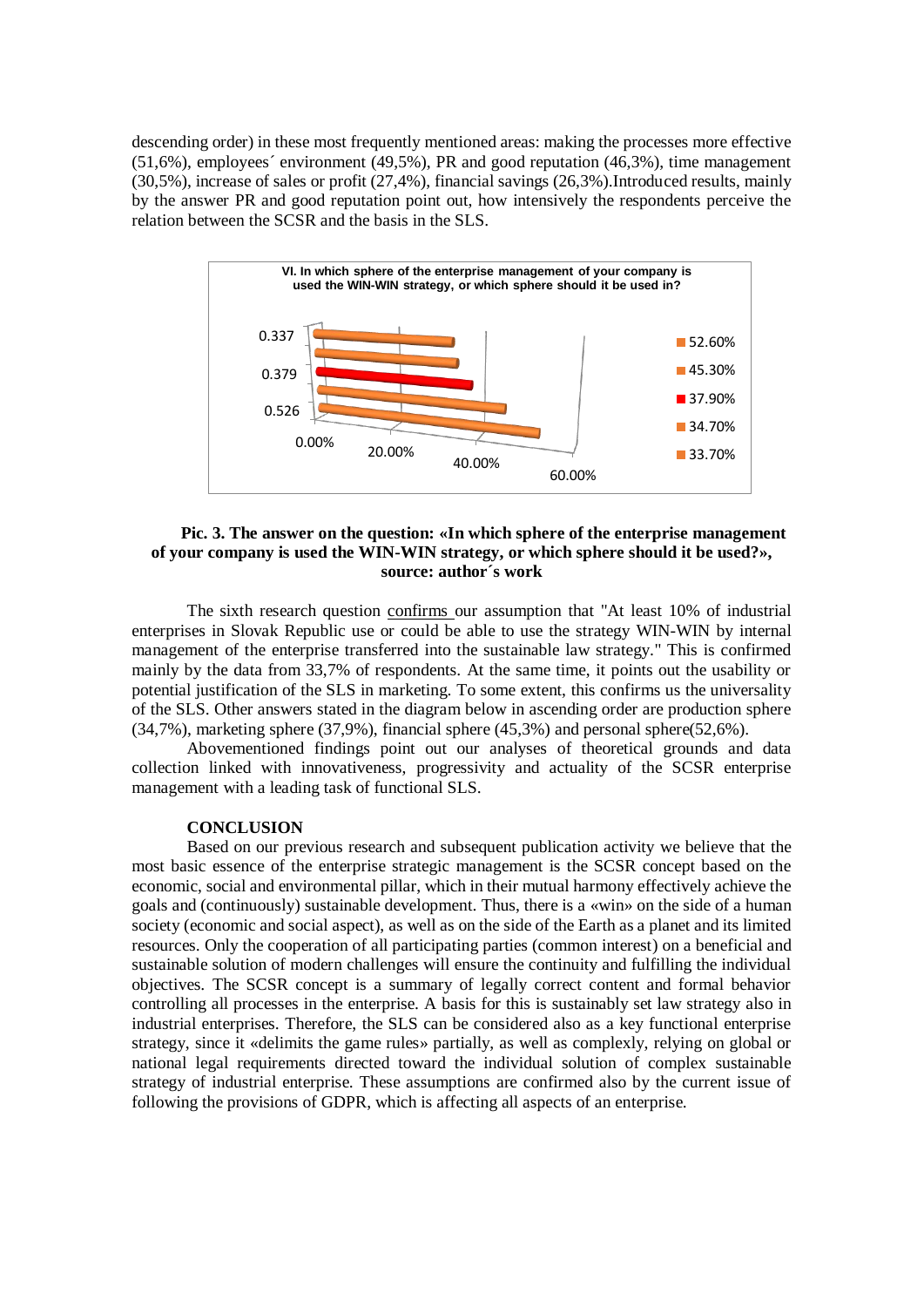descending order) in these most frequently mentioned areas: making the processes more effective (51,6%), employees´ environment (49,5%), PR and good reputation (46,3%), time management (30,5%), increase of sales or profit (27,4%), financial savings (26,3%).Introduced results, mainly by the answer PR and good reputation point out, how intensively the respondents perceive the relation between the SCSR and the basis in the SLS.

**VI. In which sphere of the enterprise management of your company is used the WIN-WIN strategy, or which sphere should it be used in?**

**Pic. 3. The answer on the question: «In which sphere of the enterprise management of your company is used the WIN-WIN strategy, or which sphere should it be used?», source: author´s work**

The sixth research question confirms our assumption that "At least 10% of industrial enterprises in Slovak Republic use or could be able to use the strategy WIN-WIN by internal management of the enterprise transferred into the sustainable law strategy." This is confirmed mainly by the data from 33,7% of respondents. At the same time, it points out the usability or potential justification of the SLS in marketing. To some extent, this confirms us the universality of the SLS. Other answers stated in the diagram below in ascending order are production sphere (34,7%), marketing sphere (37,9%), financial sphere (45,3%) and personal sphere(52,6%).

Abovementioned findings point out our analyses of theoretical grounds and data collection linked with innovativeness, progressivity and actuality of the SCSR enterprise management with a leading task of functional SLS.

## CONCLUSION

Based on our previous research and subsequent publication activity we believe that the most basic essence of the enterprise strategic management is the SCSR concept based on the economic, social and environmental pillar, which in their mutual harmony effectively achieve the goals and (continuously) sustainable development. Thus, there is a «win» on the side of a human society (economic and social aspect), as well as on the side of the Earth as a planet and its limited resources. Only the cooperation of all participating parties (common interest) on a beneficial and sustainable solution of modern challenges will ensure the continuity and fulfilling the individual objectives. The SCSR concept is a summary of legally correct content and formal behavior controlling all processes in the enterprise. A basis for this is sustainably set law strategy also in industrial enterprises. Therefore, the SLS can be considered also as a key functional enterprise strategy, since it «delimits the game rules» partially, as well as complexly, relying on global or national legal requirements directed toward the individual solution of complex sustainable strategy of industrial enterprise. These assumptions are confirmed also by the current issue of following the provisions of GDPR, which is affecting all aspects of an enterprise.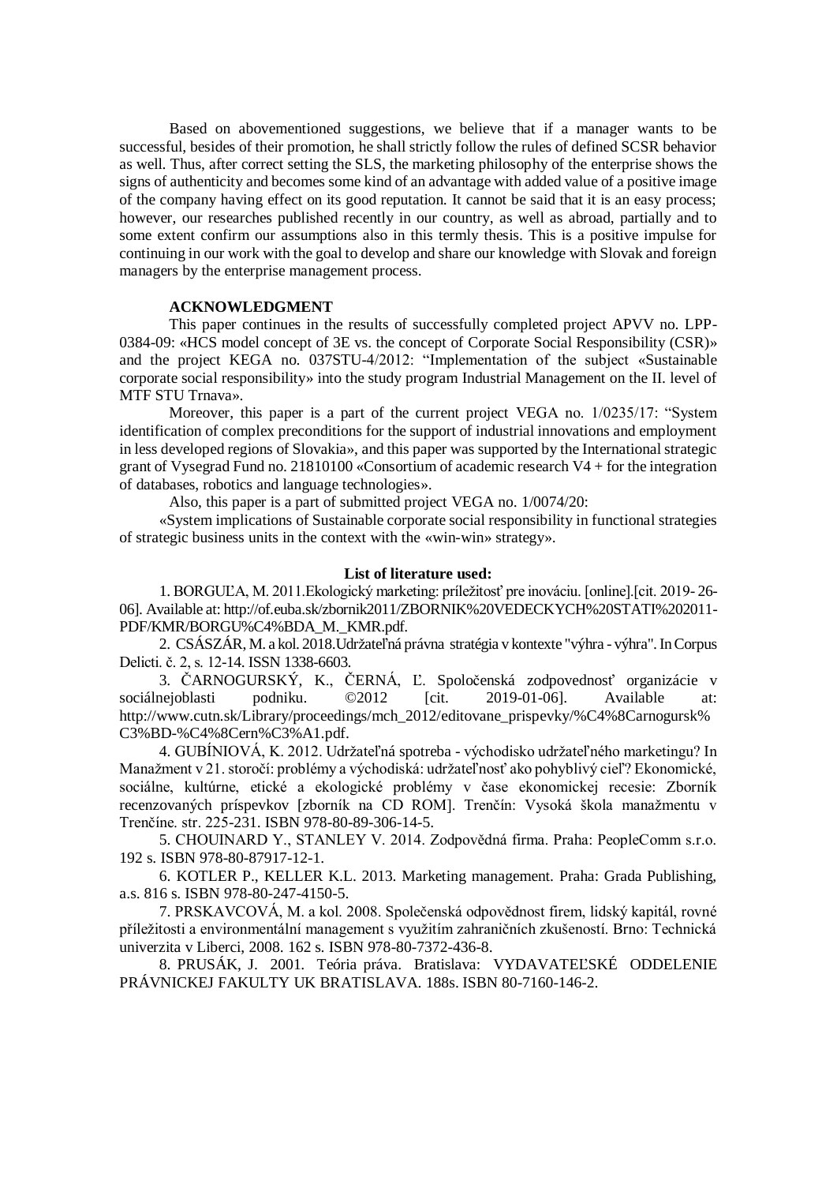Based on abovementioned suggestions, we believe that if a manager wants to be successful, besides of their promotion, he shall strictly follow the rules of defined SCSR behavior as well. Thus, after correct setting the SLS, the marketing philosophy of the enterprise shows the signs of authenticity and becomes some kind of an advantage with added value of a positive image of the company having effect on its good reputation. It cannot be said that it is an easy process; however, our researches published recently in our country, as well as abroad, partially and to some extent confirm our assumptions also in this termly thesis. This is a positive impulse for continuing in our work with the goal to develop and share our knowledge with Slovak and foreign managers by the enterprise management process.

**ACKNOWLEDGMENT**

This paper continues in the results of successfully completed project APVV no. LPP-0384-09: «HCS model concept of 3E vs. the concept of Corporate Social Responsibility (CSR)» and the project KEGA no. 037STU-4/2012: "Implementation of the subject «Sustainable corporate social responsibility» into the study program Industrial Management on the II. level of MTF STU Trnava».

Moreover, this paper is a part of the current project VEGA no. 1/0235/17: "System identification of complex preconditions for the support of industrial innovations and employment in less developed regions of Slovakia», and this paper was supported by the International strategic grant of Vysegrad Fund no. 21810100 «Consortium of academic research V4 + for the integration of databases, robotics and language technologies».

Also, this paper is a part of submitted project VEGA no. 1/0074/20:

«System implications of Sustainable corporate social responsibility in functional strategies of strategic business units in the context with the «win-win» strategy».

**List of literature used:**

1. BORGUĽA, M. 2011.Ekologický marketing: príležitosť pre inováciu. [online].[cit. 2019- 26-06]. Available at: http://of.euba.sk/zbornik2011/ZBORNIK%20VEDECKYCH%20STATI%202011-PDF/KMR/BORGU%C4%BDA_M._KMR.pdf.
2. CSÁSZÁR, M. a kol. 2018.Udržateľná právna stratégia v kontexte "výhra - výhra". In Corpus Delicti. č. 2, s. 12-14. ISSN 1338-6603.
3. ČARNOGURSKÝ, K., ČERNÁ, Ľ. Spoločenská zodpovednosť organizácie v sociálnejoblasti podniku. ©2012 [cit. 2019-01-06]. Available at: http://www.cutn.sk/Library/proceedings/mch_2012/editovane_prispevky/%C4%8Carnogursk%C3%BD-%C4%8Cern%C3%A1.pdf.
4. GUBÍNIOVÁ, K. 2012. Udržateľná spotreba - východisko udržateľného marketingu? In Manažment v 21. storočí: problémy a východiská: udržateľnosť ako pohyblivý cieľ? Ekonomické, sociálne, kultúrne, etické a ekologické problémy v čase ekonomickej recesie: Zborník recenzovaných príspevkov [zborník na CD ROM]. Trenčín: Vysoká škola manažmentu v Trenčíne. str. 225-231. ISBN 978-80-89-306-14-5.
5. CHOUINARD Y., STANLEY V. 2014. Zodpovědná firma. Praha: PeopleComm s.r.o. 192 s. ISBN 978-80-87917-12-1.
6. KOTLER P., KELLER K.L. 2013. Marketing management. Praha: Grada Publishing, a.s. 816 s. ISBN 978-80-247-4150-5.
7. PRSKAVCOVÁ, M. a kol. 2008. Společenská odpovědnost firem, lidský kapitál, rovné příležitosti a environmentální management s využitím zahraničních zkušeností. Brno: Technická univerzita v Liberci, 2008. 162 s. ISBN 978-80-7372-436-8.
8. PRUSÁK, J. 2001. Teória práva. Bratislava: VYDAVATEĽSKÉ ODDELENIE PRÁVNICKEJ FAKULTY UK BRATISLAVA. 188s. ISBN 80-7160-146-2.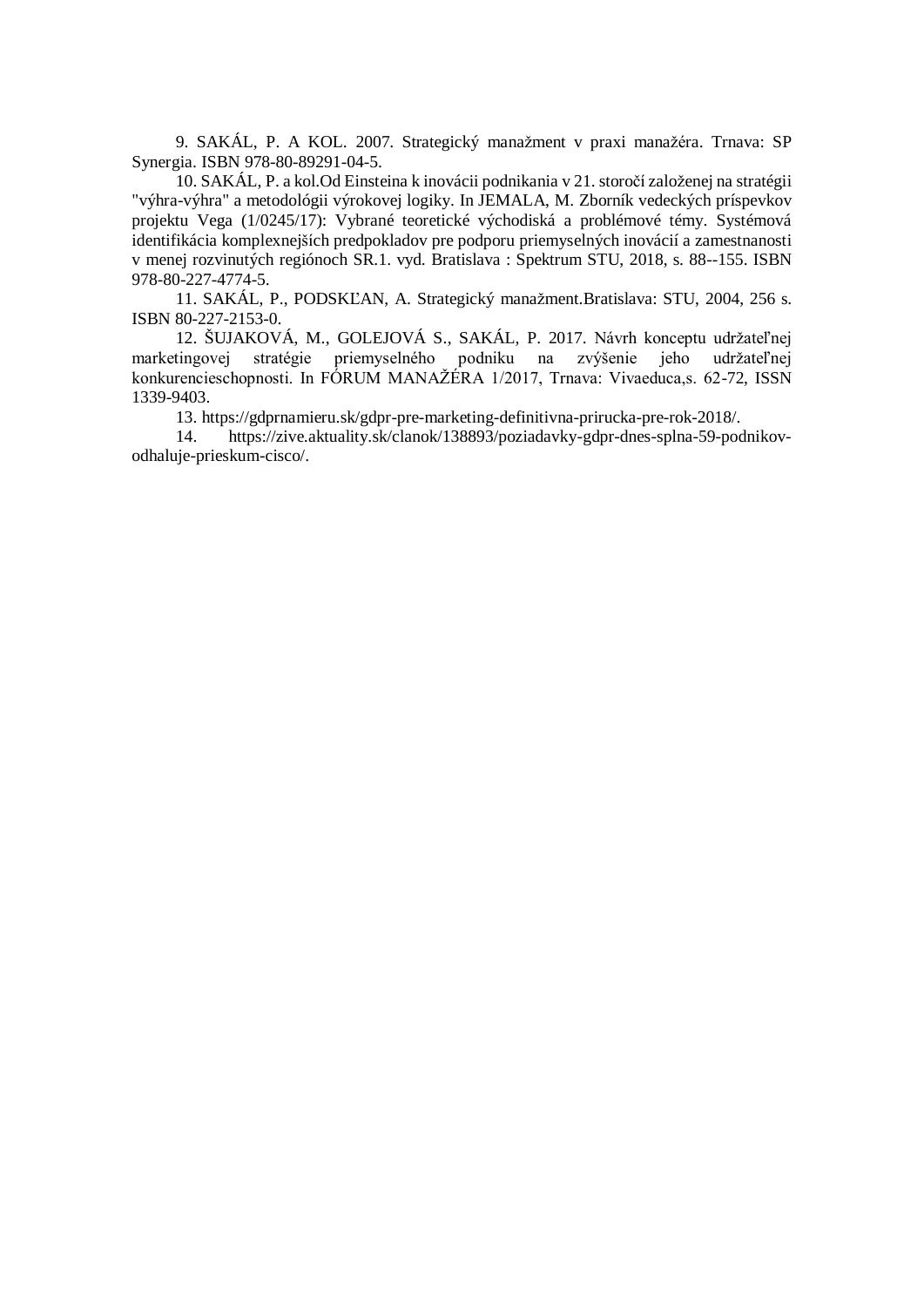9. SAKÁL, P. A KOL. 2007. Strategický manažment v praxi manažéra. Trnava: SP Synergia. ISBN 978-80-89291-04-5.

10. SAKÁL, P. a kol.Od Einsteina k inovácii podnikania v 21. storočí založenej na stratégii "výhra-výhra" a metodológii výrokovej logiky. In JEMALA, M. Zborník vedeckých príspevkov projektu Vega (1/0245/17): Vybrané teoretické východiská a problémové témy. Systémová identifikácia komplexnejších predpokladov pre podporu priemyselných inovácií a zamestnanosti v menej rozvinutých regiónoch SR.1. vyd. Bratislava : Spektrum STU, 2018, s. 88--155. ISBN 978-80-227-4774-5.

11. SAKÁL, P., PODSKĽAN, A. Strategický manažment.Bratislava: STU, 2004, 256 s. ISBN 80-227-2153-0.

12. ŠUJAKOVÁ, M., GOLEJOVÁ S., SAKÁL, P. 2017. Návrh konceptu udržateľnej marketingovej stratégie priemyselného podniku na zvýšenie jeho udržateľnej konkurencieschopnosti. In FÓRUM MANAŽÉRA 1/2017, Trnava: Vivaeduca,s. 62-72, ISSN 1339-9403.

13. https://gdprnamieru.sk/gdpr-pre-marketing-definitivna-prirucka-pre-rok-2018/.

14. https://zive.aktuality.sk/clanok/138893/poziadavky-gdpr-dnes-splna-59-podnikov-odhaluje-prieskum-cisco/.